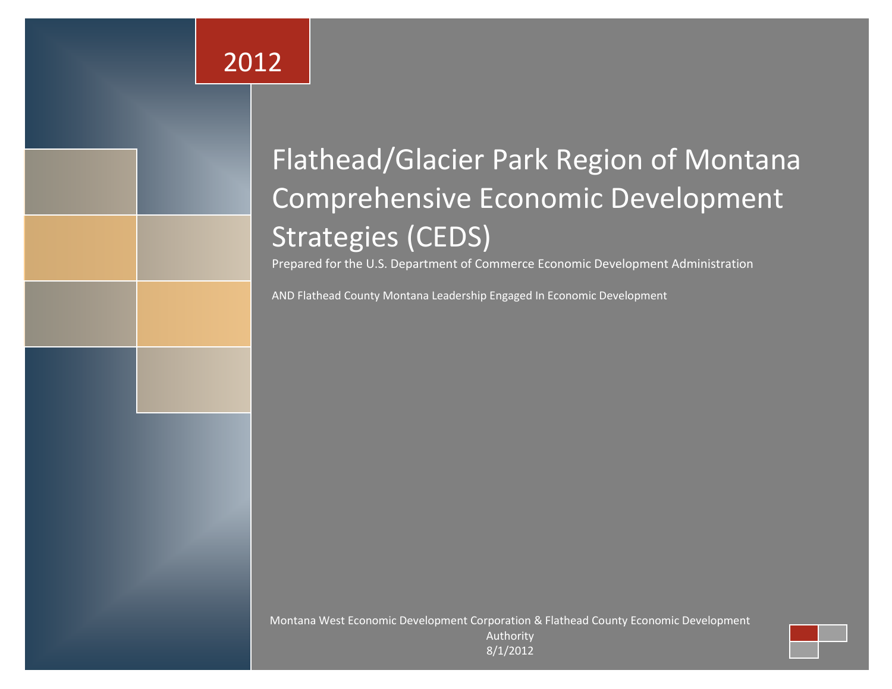2012

# Flathead/Glacier Park Region of Montana Comprehensive Economic Development Strategies (CEDS)

Prepared for the U.S. Department of Commerce Economic Development Administration

AND Flathead County Montana Leadership Engaged In Economic Development

Montana West Economic Development Corporation & Flathead County Economic Development Authority

8/1/2012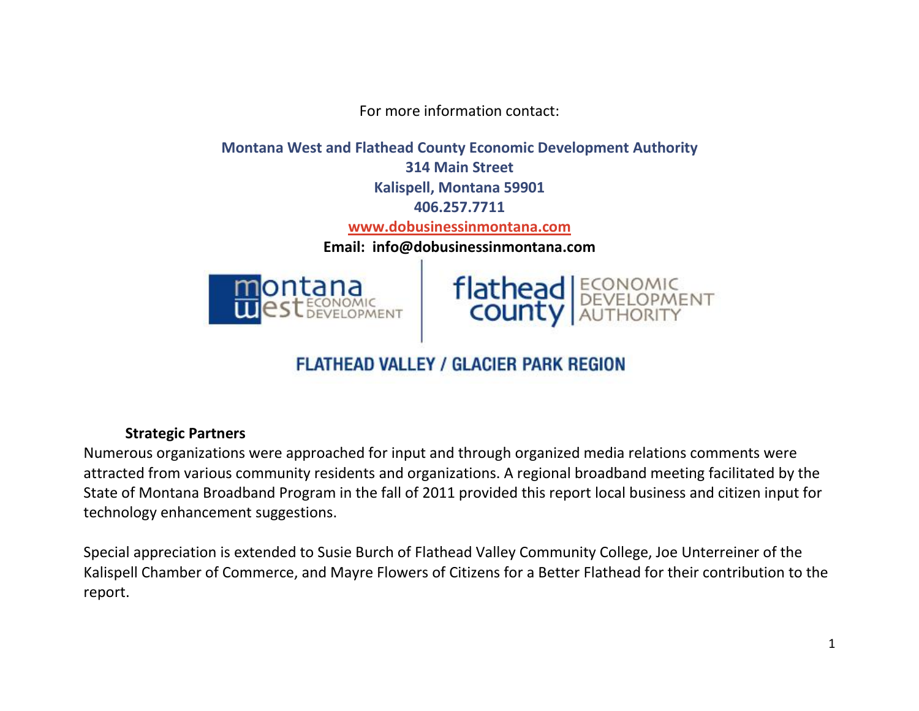For more information contact:

**Montana West and Flathead County Economic Development Authority**
**314 Main Street**
**Kalispell, Montana 59901**
**406.257.7711**
**www.dobusinessinmontana.com**
**Email: info@dobusinessinmontana.com**

montana west ECONOMIC DEVELOPMENT | flathead county ECONOMIC DEVELOPMENT AUTHORITY

FLATHEAD VALLEY / GLACIER PARK REGION

**Strategic Partners**

Numerous organizations were approached for input and through organized media relations comments were attracted from various community residents and organizations. A regional broadband meeting facilitated by the State of Montana Broadband Program in the fall of 2011 provided this report local business and citizen input for technology enhancement suggestions.

Special appreciation is extended to Susie Burch of Flathead Valley Community College, Joe Unterreiner of the Kalispell Chamber of Commerce, and Mayre Flowers of Citizens for a Better Flathead for their contribution to the report.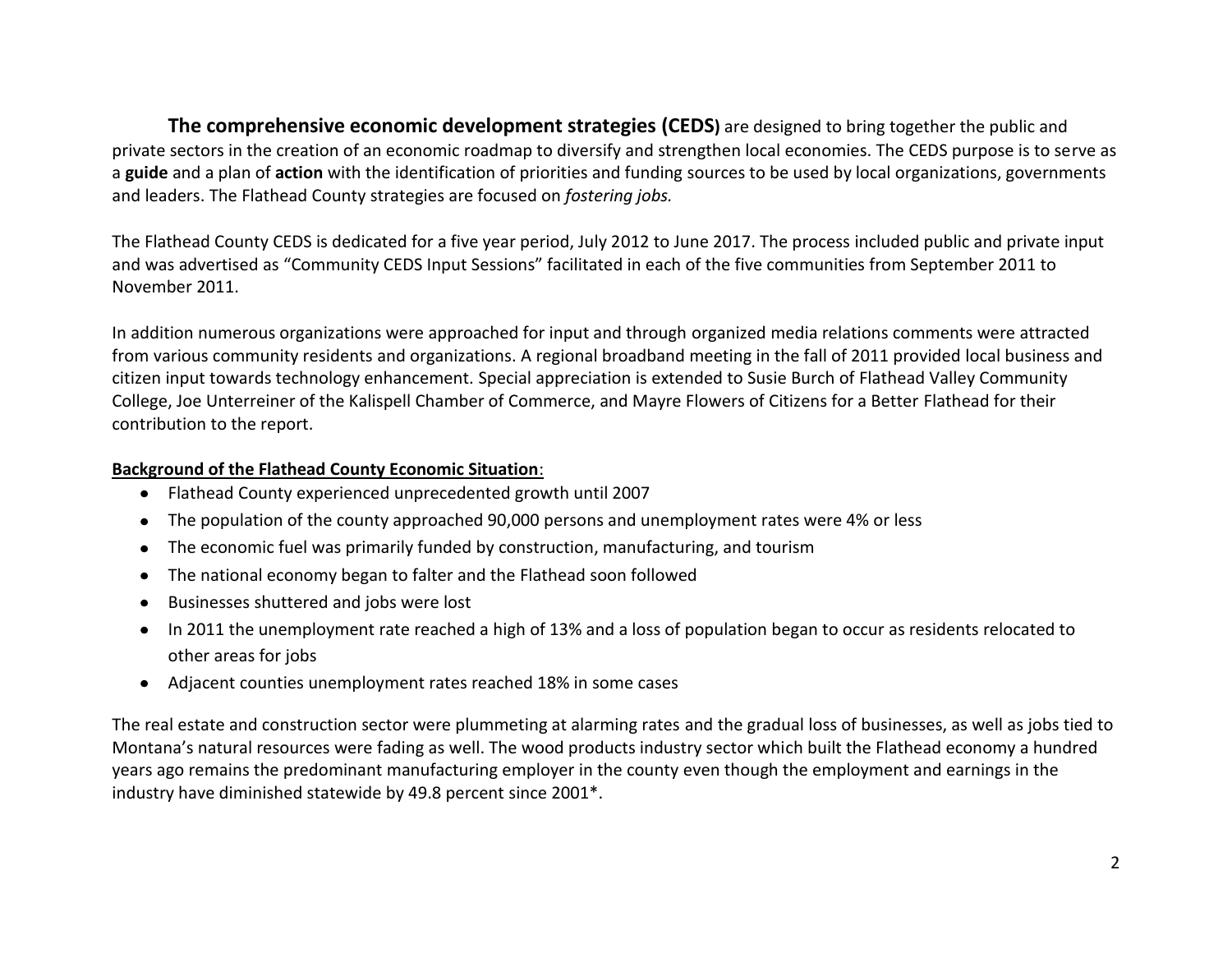**The comprehensive economic development strategies (CEDS)** are designed to bring together the public and private sectors in the creation of an economic roadmap to diversify and strengthen local economies. The CEDS purpose is to serve as a **guide** and a plan of **action** with the identification of priorities and funding sources to be used by local organizations, governments and leaders. The Flathead County strategies are focused on *fostering jobs.*

The Flathead County CEDS is dedicated for a five year period, July 2012 to June 2017. The process included public and private input and was advertised as "Community CEDS Input Sessions" facilitated in each of the five communities from September 2011 to November 2011.

In addition numerous organizations were approached for input and through organized media relations comments were attracted from various community residents and organizations. A regional broadband meeting in the fall of 2011 provided local business and citizen input towards technology enhancement. Special appreciation is extended to Susie Burch of Flathead Valley Community College, Joe Unterreiner of the Kalispell Chamber of Commerce, and Mayre Flowers of Citizens for a Better Flathead for their contribution to the report.

**Background of the Flathead County Economic Situation**:

- Flathead County experienced unprecedented growth until 2007
- The population of the county approached 90,000 persons and unemployment rates were 4% or less
- The economic fuel was primarily funded by construction, manufacturing, and tourism
- The national economy began to falter and the Flathead soon followed
- Businesses shuttered and jobs were lost
- In 2011 the unemployment rate reached a high of 13% and a loss of population began to occur as residents relocated to other areas for jobs
- Adjacent counties unemployment rates reached 18% in some cases

The real estate and construction sector were plummeting at alarming rates and the gradual loss of businesses, as well as jobs tied to Montana's natural resources were fading as well. The wood products industry sector which built the Flathead economy a hundred years ago remains the predominant manufacturing employer in the county even though the employment and earnings in the industry have diminished statewide by 49.8 percent since 2001*.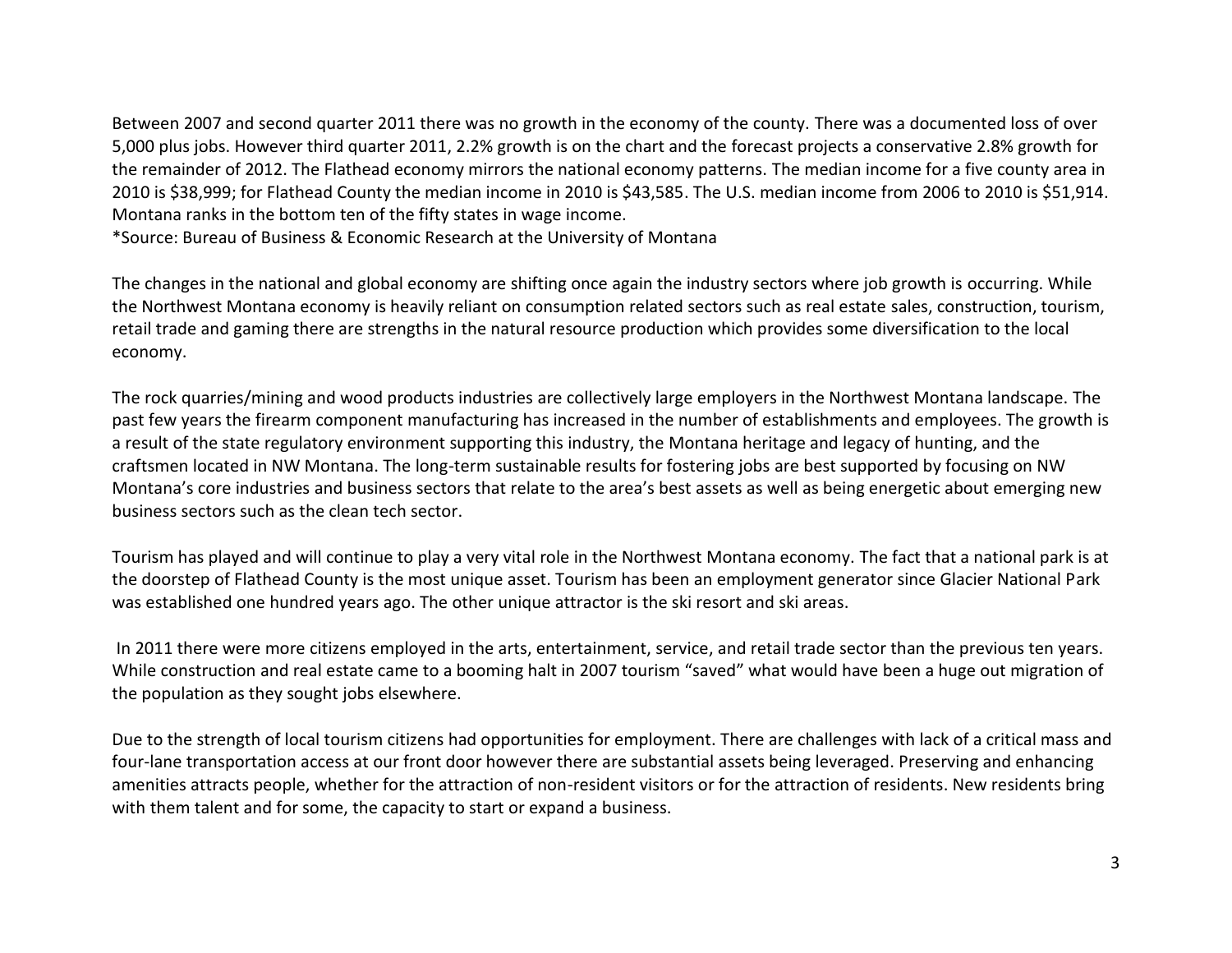Between 2007 and second quarter 2011 there was no growth in the economy of the county. There was a documented loss of over 5,000 plus jobs. However third quarter 2011, 2.2% growth is on the chart and the forecast projects a conservative 2.8% growth for the remainder of 2012. The Flathead economy mirrors the national economy patterns. The median income for a five county area in 2010 is $38,999; for Flathead County the median income in 2010 is $43,585. The U.S. median income from 2006 to 2010 is $51,914. Montana ranks in the bottom ten of the fifty states in wage income.

*Source: Bureau of Business & Economic Research at the University of Montana

The changes in the national and global economy are shifting once again the industry sectors where job growth is occurring. While the Northwest Montana economy is heavily reliant on consumption related sectors such as real estate sales, construction, tourism, retail trade and gaming there are strengths in the natural resource production which provides some diversification to the local economy.

The rock quarries/mining and wood products industries are collectively large employers in the Northwest Montana landscape. The past few years the firearm component manufacturing has increased in the number of establishments and employees. The growth is a result of the state regulatory environment supporting this industry, the Montana heritage and legacy of hunting, and the craftsmen located in NW Montana. The long-term sustainable results for fostering jobs are best supported by focusing on NW Montana's core industries and business sectors that relate to the area's best assets as well as being energetic about emerging new business sectors such as the clean tech sector.

Tourism has played and will continue to play a very vital role in the Northwest Montana economy. The fact that a national park is at the doorstep of Flathead County is the most unique asset. Tourism has been an employment generator since Glacier National Park was established one hundred years ago. The other unique attractor is the ski resort and ski areas.

In 2011 there were more citizens employed in the arts, entertainment, service, and retail trade sector than the previous ten years. While construction and real estate came to a booming halt in 2007 tourism "saved" what would have been a huge out migration of the population as they sought jobs elsewhere.

Due to the strength of local tourism citizens had opportunities for employment. There are challenges with lack of a critical mass and four-lane transportation access at our front door however there are substantial assets being leveraged. Preserving and enhancing amenities attracts people, whether for the attraction of non-resident visitors or for the attraction of residents. New residents bring with them talent and for some, the capacity to start or expand a business.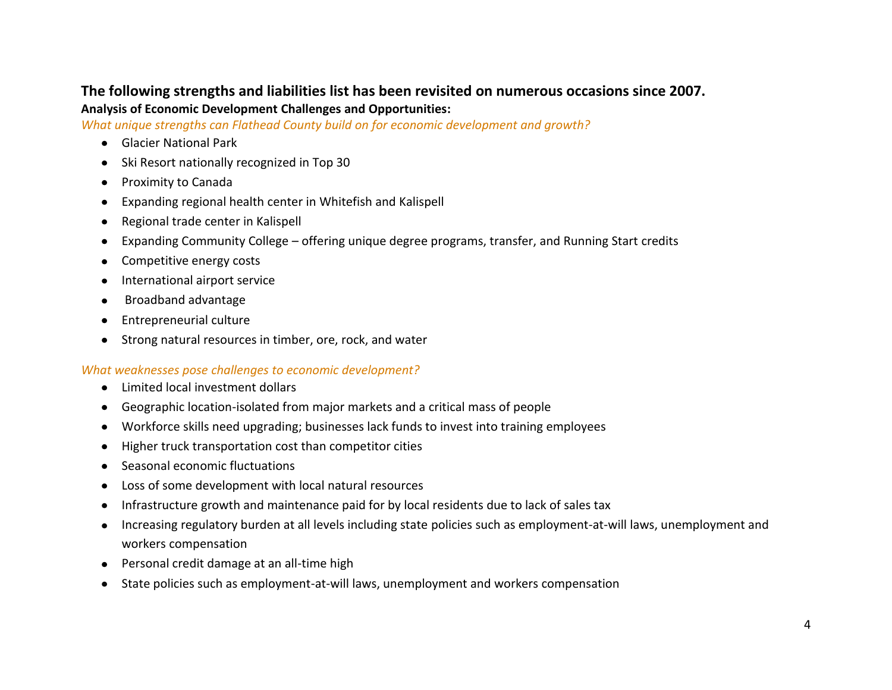**The following strengths and liabilities list has been revisited on numerous occasions since 2007.**

**Analysis of Economic Development Challenges and Opportunities:**

*What unique strengths can Flathead County build on for economic development and growth?*

- Glacier National Park
- Ski Resort nationally recognized in Top 30
- Proximity to Canada
- Expanding regional health center in Whitefish and Kalispell
- Regional trade center in Kalispell
- Expanding Community College – offering unique degree programs, transfer, and Running Start credits
- Competitive energy costs
- International airport service
- Broadband advantage
- Entrepreneurial culture
- Strong natural resources in timber, ore, rock, and water

*What weaknesses pose challenges to economic development?*

- Limited local investment dollars
- Geographic location-isolated from major markets and a critical mass of people
- Workforce skills need upgrading; businesses lack funds to invest into training employees
- Higher truck transportation cost than competitor cities
- Seasonal economic fluctuations
- Loss of some development with local natural resources
- Infrastructure growth and maintenance paid for by local residents due to lack of sales tax
- Increasing regulatory burden at all levels including state policies such as employment-at-will laws, unemployment and workers compensation
- Personal credit damage at an all-time high
- State policies such as employment-at-will laws, unemployment and workers compensation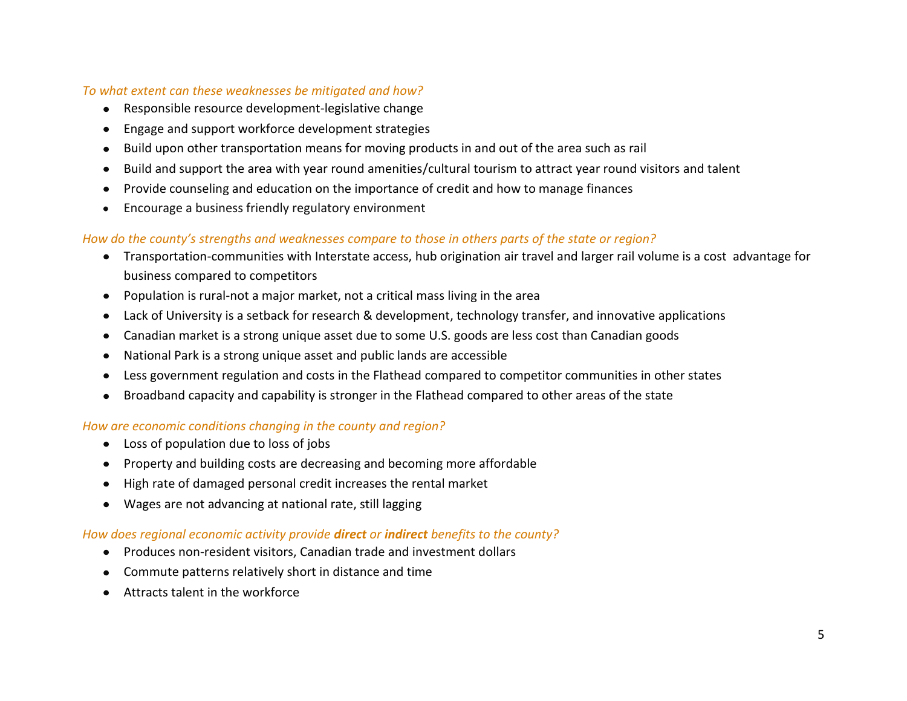*To what extent can these weaknesses be mitigated and how?*

- Responsible resource development-legislative change
- Engage and support workforce development strategies
- Build upon other transportation means for moving products in and out of the area such as rail
- Build and support the area with year round amenities/cultural tourism to attract year round visitors and talent
- Provide counseling and education on the importance of credit and how to manage finances
- Encourage a business friendly regulatory environment

*How do the county's strengths and weaknesses compare to those in others parts of the state or region?*

- Transportation-communities with Interstate access, hub origination air travel and larger rail volume is a cost advantage for business compared to competitors
- Population is rural-not a major market, not a critical mass living in the area
- Lack of University is a setback for research & development, technology transfer, and innovative applications
- Canadian market is a strong unique asset due to some U.S. goods are less cost than Canadian goods
- National Park is a strong unique asset and public lands are accessible
- Less government regulation and costs in the Flathead compared to competitor communities in other states
- Broadband capacity and capability is stronger in the Flathead compared to other areas of the state

*How are economic conditions changing in the county and region?*

- Loss of population due to loss of jobs
- Property and building costs are decreasing and becoming more affordable
- High rate of damaged personal credit increases the rental market
- Wages are not advancing at national rate, still lagging

*How does regional economic activity provide* ***direct*** *or* ***indirect*** *benefits to the county?*

- Produces non-resident visitors, Canadian trade and investment dollars
- Commute patterns relatively short in distance and time
- Attracts talent in the workforce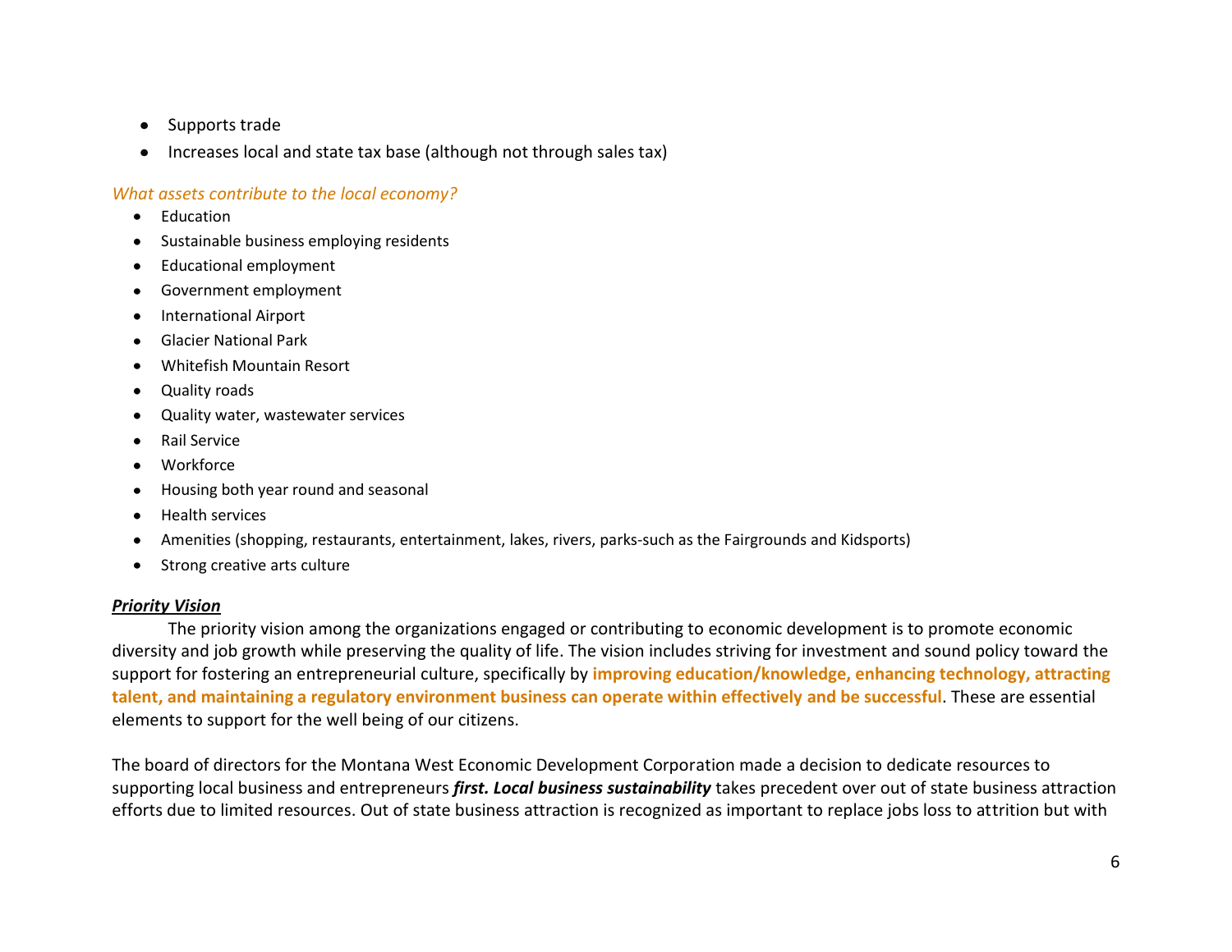- Supports trade
- Increases local and state tax base (although not through sales tax)

*What assets contribute to the local economy?*

- Education
- Sustainable business employing residents
- Educational employment
- Government employment
- International Airport
- Glacier National Park
- Whitefish Mountain Resort
- Quality roads
- Quality water, wastewater services
- Rail Service
- Workforce
- Housing both year round and seasonal
- Health services
- Amenities (shopping, restaurants, entertainment, lakes, rivers, parks-such as the Fairgrounds and Kidsports)
- Strong creative arts culture

***Priority Vision***

The priority vision among the organizations engaged or contributing to economic development is to promote economic diversity and job growth while preserving the quality of life. The vision includes striving for investment and sound policy toward the support for fostering an entrepreneurial culture, specifically by **improving education/knowledge, enhancing technology, attracting talent, and maintaining a regulatory environment business can operate within effectively and be successful**. These are essential elements to support for the well being of our citizens.

The board of directors for the Montana West Economic Development Corporation made a decision to dedicate resources to supporting local business and entrepreneurs ***first. Local business sustainability*** takes precedent over out of state business attraction efforts due to limited resources. Out of state business attraction is recognized as important to replace jobs loss to attrition but with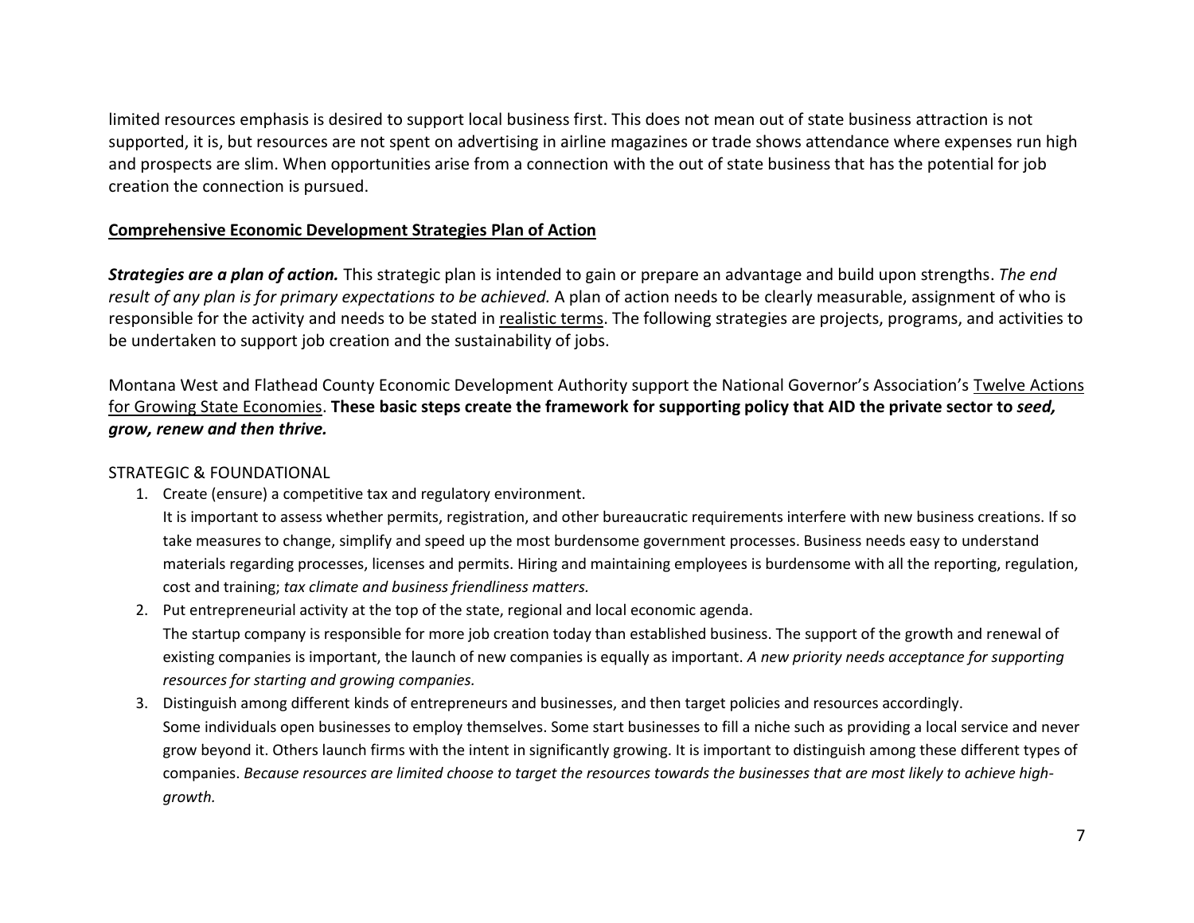limited resources emphasis is desired to support local business first. This does not mean out of state business attraction is not supported, it is, but resources are not spent on advertising in airline magazines or trade shows attendance where expenses run high and prospects are slim. When opportunities arise from a connection with the out of state business that has the potential for job creation the connection is pursued.

**Comprehensive Economic Development Strategies Plan of Action**

***Strategies are a plan of action.*** This strategic plan is intended to gain or prepare an advantage and build upon strengths. *The end result of any plan is for primary expectations to be achieved.* A plan of action needs to be clearly measurable, assignment of who is responsible for the activity and needs to be stated in realistic terms. The following strategies are projects, programs, and activities to be undertaken to support job creation and the sustainability of jobs.

Montana West and Flathead County Economic Development Authority support the National Governor's Association's Twelve Actions for Growing State Economies. **These basic steps create the framework for supporting policy that AID the private sector to *seed, grow, renew and then thrive.***

STRATEGIC & FOUNDATIONAL

1. Create (ensure) a competitive tax and regulatory environment.
   It is important to assess whether permits, registration, and other bureaucratic requirements interfere with new business creations. If so take measures to change, simplify and speed up the most burdensome government processes. Business needs easy to understand materials regarding processes, licenses and permits. Hiring and maintaining employees is burdensome with all the reporting, regulation, cost and training; *tax climate and business friendliness matters.*
2. Put entrepreneurial activity at the top of the state, regional and local economic agenda.
   The startup company is responsible for more job creation today than established business. The support of the growth and renewal of existing companies is important, the launch of new companies is equally as important. *A new priority needs acceptance for supporting resources for starting and growing companies.*
3. Distinguish among different kinds of entrepreneurs and businesses, and then target policies and resources accordingly.
   Some individuals open businesses to employ themselves. Some start businesses to fill a niche such as providing a local service and never grow beyond it. Others launch firms with the intent in significantly growing. It is important to distinguish among these different types of companies. *Because resources are limited choose to target the resources towards the businesses that are most likely to achieve high-growth.*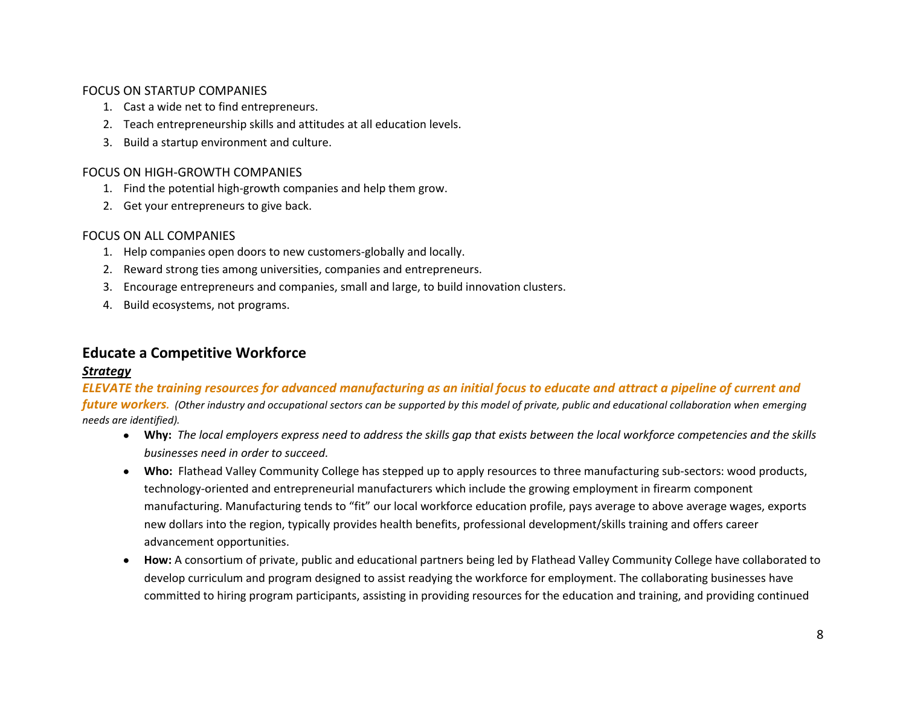FOCUS ON STARTUP COMPANIES

1. Cast a wide net to find entrepreneurs.
2. Teach entrepreneurship skills and attitudes at all education levels.
3. Build a startup environment and culture.

FOCUS ON HIGH-GROWTH COMPANIES

1. Find the potential high-growth companies and help them grow.
2. Get your entrepreneurs to give back.

FOCUS ON ALL COMPANIES

1. Help companies open doors to new customers-globally and locally.
2. Reward strong ties among universities, companies and entrepreneurs.
3. Encourage entrepreneurs and companies, small and large, to build innovation clusters.
4. Build ecosystems, not programs.

## Educate a Competitive Workforce

***Strategy***

***ELEVATE the training resources for advanced manufacturing as an initial focus to educate and attract a pipeline of current and future workers.*** *(Other industry and occupational sectors can be supported by this model of private, public and educational collaboration when emerging needs are identified).*

- **Why:** *The local employers express need to address the skills gap that exists between the local workforce competencies and the skills businesses need in order to succeed.*
- **Who:** Flathead Valley Community College has stepped up to apply resources to three manufacturing sub-sectors: wood products, technology-oriented and entrepreneurial manufacturers which include the growing employment in firearm component manufacturing. Manufacturing tends to "fit" our local workforce education profile, pays average to above average wages, exports new dollars into the region, typically provides health benefits, professional development/skills training and offers career advancement opportunities.
- **How:** A consortium of private, public and educational partners being led by Flathead Valley Community College have collaborated to develop curriculum and program designed to assist readying the workforce for employment. The collaborating businesses have committed to hiring program participants, assisting in providing resources for the education and training, and providing continued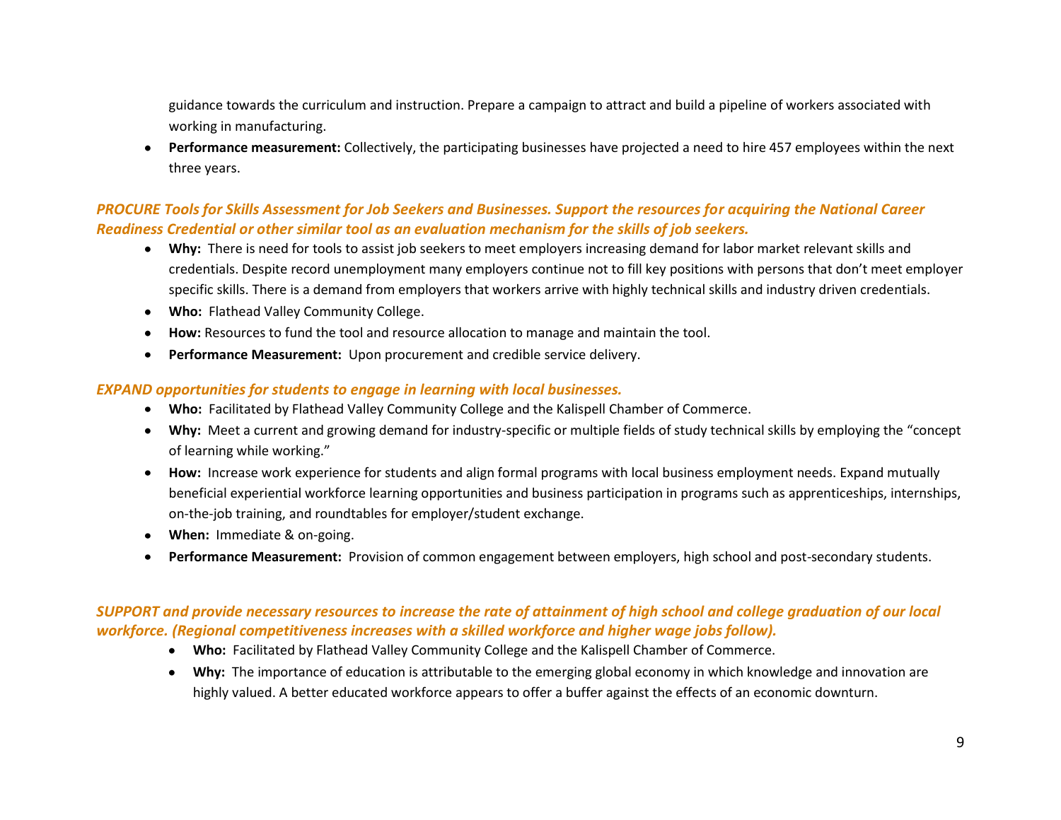guidance towards the curriculum and instruction. Prepare a campaign to attract and build a pipeline of workers associated with working in manufacturing.

- **Performance measurement:** Collectively, the participating businesses have projected a need to hire 457 employees within the next three years.

***PROCURE Tools for Skills Assessment for Job Seekers and Businesses. Support the resources for acquiring the National Career Readiness Credential or other similar tool as an evaluation mechanism for the skills of job seekers.***

- **Why:** There is need for tools to assist job seekers to meet employers increasing demand for labor market relevant skills and credentials. Despite record unemployment many employers continue not to fill key positions with persons that don't meet employer specific skills. There is a demand from employers that workers arrive with highly technical skills and industry driven credentials.
- **Who:** Flathead Valley Community College.
- **How:** Resources to fund the tool and resource allocation to manage and maintain the tool.
- **Performance Measurement:** Upon procurement and credible service delivery.

***EXPAND opportunities for students to engage in learning with local businesses.***

- **Who:** Facilitated by Flathead Valley Community College and the Kalispell Chamber of Commerce.
- **Why:** Meet a current and growing demand for industry-specific or multiple fields of study technical skills by employing the "concept of learning while working."
- **How:** Increase work experience for students and align formal programs with local business employment needs. Expand mutually beneficial experiential workforce learning opportunities and business participation in programs such as apprenticeships, internships, on-the-job training, and roundtables for employer/student exchange.
- **When:** Immediate & on-going.
- **Performance Measurement:** Provision of common engagement between employers, high school and post-secondary students.

***SUPPORT and provide necessary resources to increase the rate of attainment of high school and college graduation of our local workforce. (Regional competitiveness increases with a skilled workforce and higher wage jobs follow).***

- **Who:** Facilitated by Flathead Valley Community College and the Kalispell Chamber of Commerce.
- **Why:** The importance of education is attributable to the emerging global economy in which knowledge and innovation are highly valued. A better educated workforce appears to offer a buffer against the effects of an economic downturn.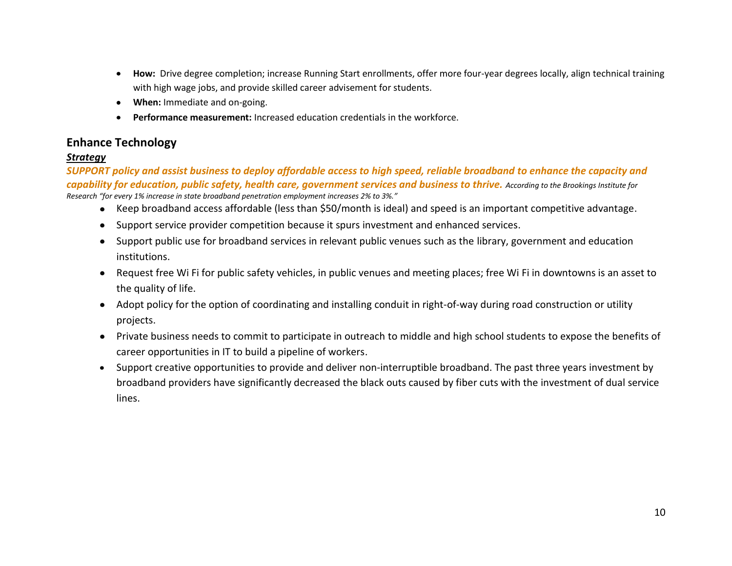- **How:** Drive degree completion; increase Running Start enrollments, offer more four-year degrees locally, align technical training with high wage jobs, and provide skilled career advisement for students.
- **When:** Immediate and on-going.
- **Performance measurement:** Increased education credentials in the workforce.

## Enhance Technology

***Strategy***

***SUPPORT policy and assist business to deploy affordable access to high speed, reliable broadband to enhance the capacity and capability for education, public safety, health care, government services and business to thrive.*** *According to the Brookings Institute for Research "for every 1% increase in state broadband penetration employment increases 2% to 3%."*

- Keep broadband access affordable (less than $50/month is ideal) and speed is an important competitive advantage.
- Support service provider competition because it spurs investment and enhanced services.
- Support public use for broadband services in relevant public venues such as the library, government and education institutions.
- Request free Wi Fi for public safety vehicles, in public venues and meeting places; free Wi Fi in downtowns is an asset to the quality of life.
- Adopt policy for the option of coordinating and installing conduit in right-of-way during road construction or utility projects.
- Private business needs to commit to participate in outreach to middle and high school students to expose the benefits of career opportunities in IT to build a pipeline of workers.
- Support creative opportunities to provide and deliver non-interruptible broadband. The past three years investment by broadband providers have significantly decreased the black outs caused by fiber cuts with the investment of dual service lines.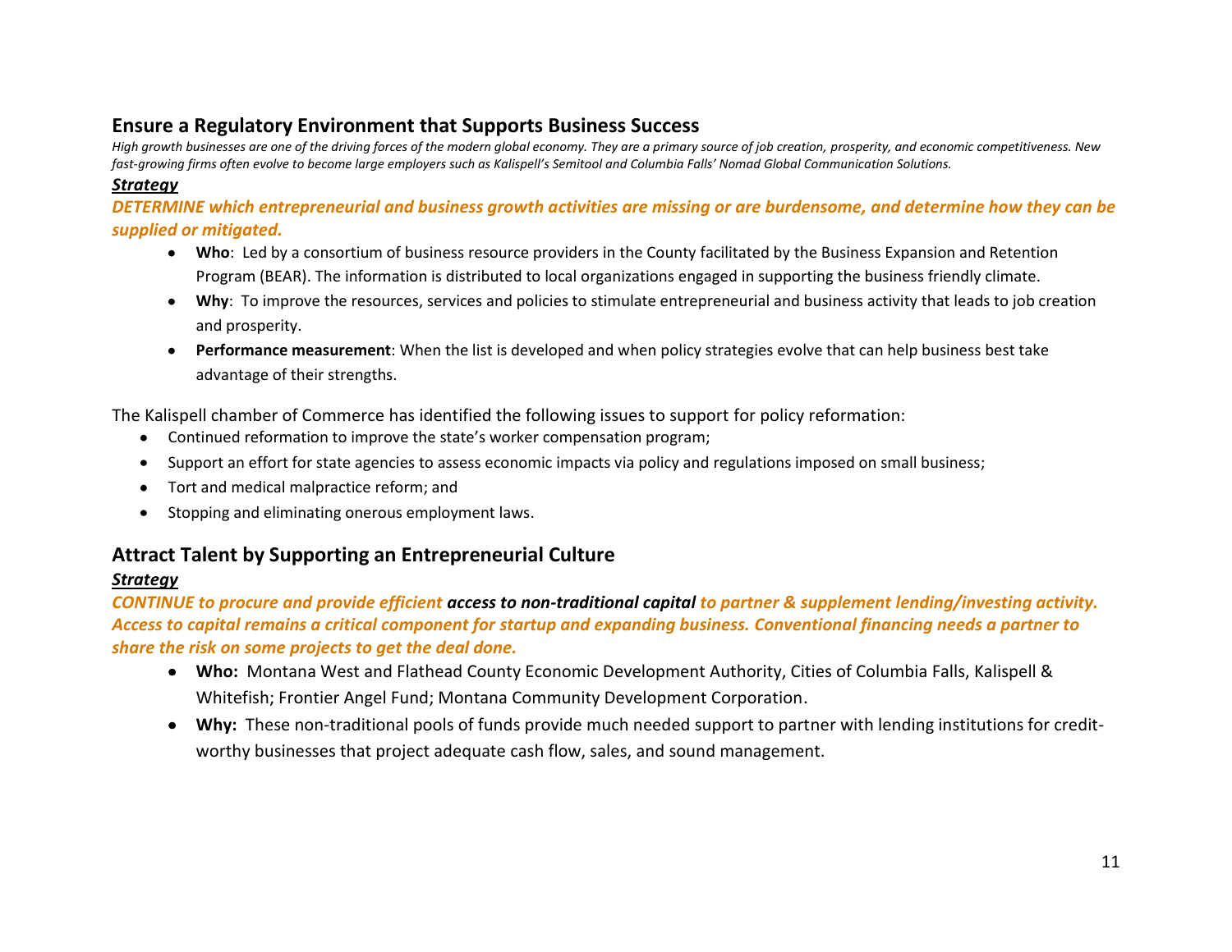## Ensure a Regulatory Environment that Supports Business Success

*High growth businesses are one of the driving forces of the modern global economy. They are a primary source of job creation, prosperity, and economic competitiveness. New fast-growing firms often evolve to become large employers such as Kalispell's Semitool and Columbia Falls' Nomad Global Communication Solutions.*

***Strategy***

***DETERMINE which entrepreneurial and business growth activities are missing or are burdensome, and determine how they can be supplied or mitigated.***

- **Who**: Led by a consortium of business resource providers in the County facilitated by the Business Expansion and Retention Program (BEAR). The information is distributed to local organizations engaged in supporting the business friendly climate.
- **Why**: To improve the resources, services and policies to stimulate entrepreneurial and business activity that leads to job creation and prosperity.
- **Performance measurement**: When the list is developed and when policy strategies evolve that can help business best take advantage of their strengths.

The Kalispell chamber of Commerce has identified the following issues to support for policy reformation:

- Continued reformation to improve the state's worker compensation program;
- Support an effort for state agencies to assess economic impacts via policy and regulations imposed on small business;
- Tort and medical malpractice reform; and
- Stopping and eliminating onerous employment laws.

## Attract Talent by Supporting an Entrepreneurial Culture

***Strategy***

***CONTINUE to procure and provide efficient access to non-traditional capital to partner & supplement lending/investing activity. Access to capital remains a critical component for startup and expanding business. Conventional financing needs a partner to share the risk on some projects to get the deal done.***

- **Who:** Montana West and Flathead County Economic Development Authority, Cities of Columbia Falls, Kalispell & Whitefish; Frontier Angel Fund; Montana Community Development Corporation.
- **Why:** These non-traditional pools of funds provide much needed support to partner with lending institutions for credit-worthy businesses that project adequate cash flow, sales, and sound management.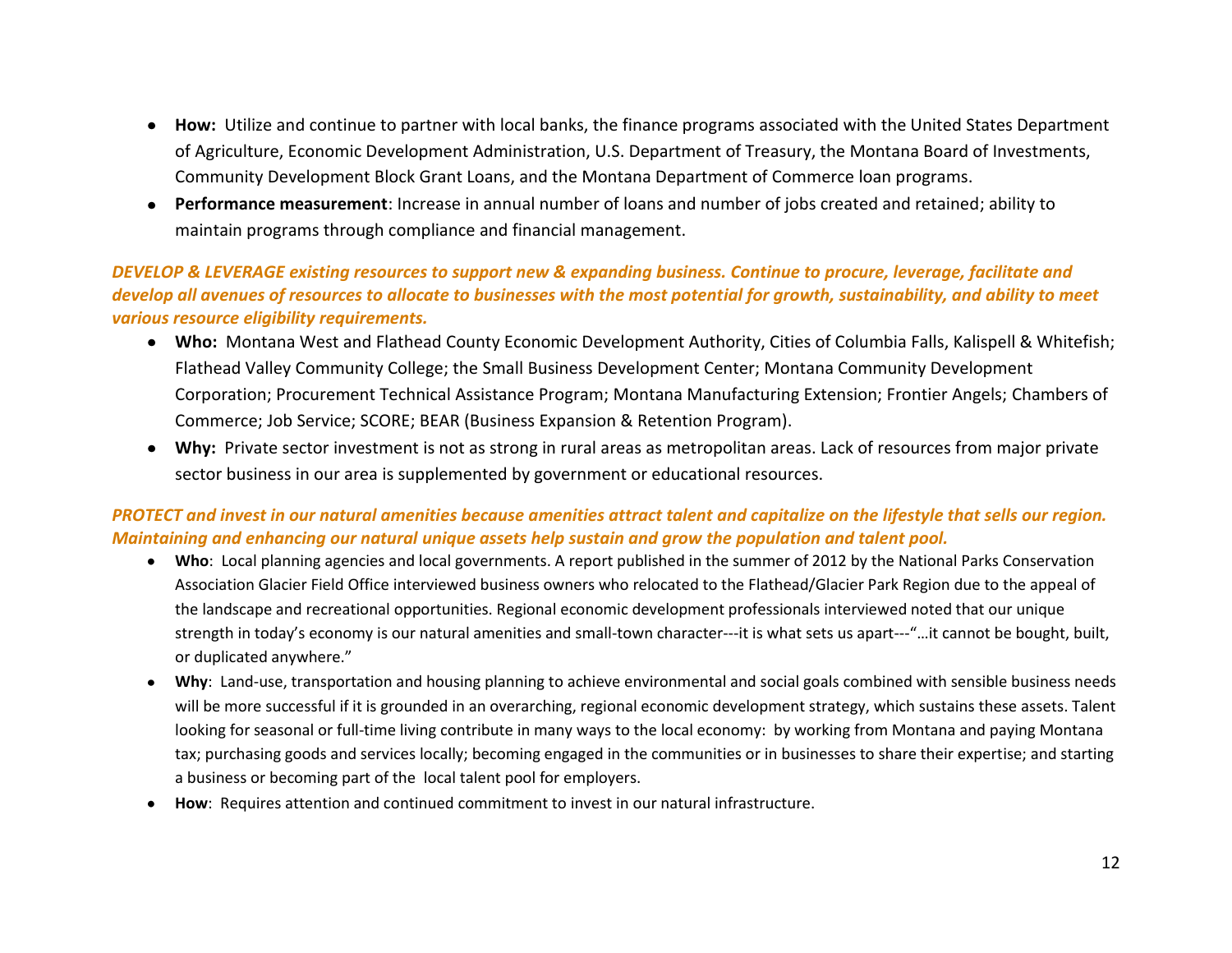- **How:** Utilize and continue to partner with local banks, the finance programs associated with the United States Department of Agriculture, Economic Development Administration, U.S. Department of Treasury, the Montana Board of Investments, Community Development Block Grant Loans, and the Montana Department of Commerce loan programs.
- **Performance measurement**: Increase in annual number of loans and number of jobs created and retained; ability to maintain programs through compliance and financial management.

***DEVELOP & LEVERAGE existing resources to support new & expanding business. Continue to procure, leverage, facilitate and develop all avenues of resources to allocate to businesses with the most potential for growth, sustainability, and ability to meet various resource eligibility requirements.***

- **Who:** Montana West and Flathead County Economic Development Authority, Cities of Columbia Falls, Kalispell & Whitefish; Flathead Valley Community College; the Small Business Development Center; Montana Community Development Corporation; Procurement Technical Assistance Program; Montana Manufacturing Extension; Frontier Angels; Chambers of Commerce; Job Service; SCORE; BEAR (Business Expansion & Retention Program).
- **Why:** Private sector investment is not as strong in rural areas as metropolitan areas. Lack of resources from major private sector business in our area is supplemented by government or educational resources.

***PROTECT and invest in our natural amenities because amenities attract talent and capitalize on the lifestyle that sells our region. Maintaining and enhancing our natural unique assets help sustain and grow the population and talent pool.***

- **Who**: Local planning agencies and local governments. A report published in the summer of 2012 by the National Parks Conservation Association Glacier Field Office interviewed business owners who relocated to the Flathead/Glacier Park Region due to the appeal of the landscape and recreational opportunities. Regional economic development professionals interviewed noted that our unique strength in today's economy is our natural amenities and small-town character---it is what sets us apart---"…it cannot be bought, built, or duplicated anywhere."
- **Why**: Land-use, transportation and housing planning to achieve environmental and social goals combined with sensible business needs will be more successful if it is grounded in an overarching, regional economic development strategy, which sustains these assets. Talent looking for seasonal or full-time living contribute in many ways to the local economy: by working from Montana and paying Montana tax; purchasing goods and services locally; becoming engaged in the communities or in businesses to share their expertise; and starting a business or becoming part of the local talent pool for employers.
- **How**: Requires attention and continued commitment to invest in our natural infrastructure.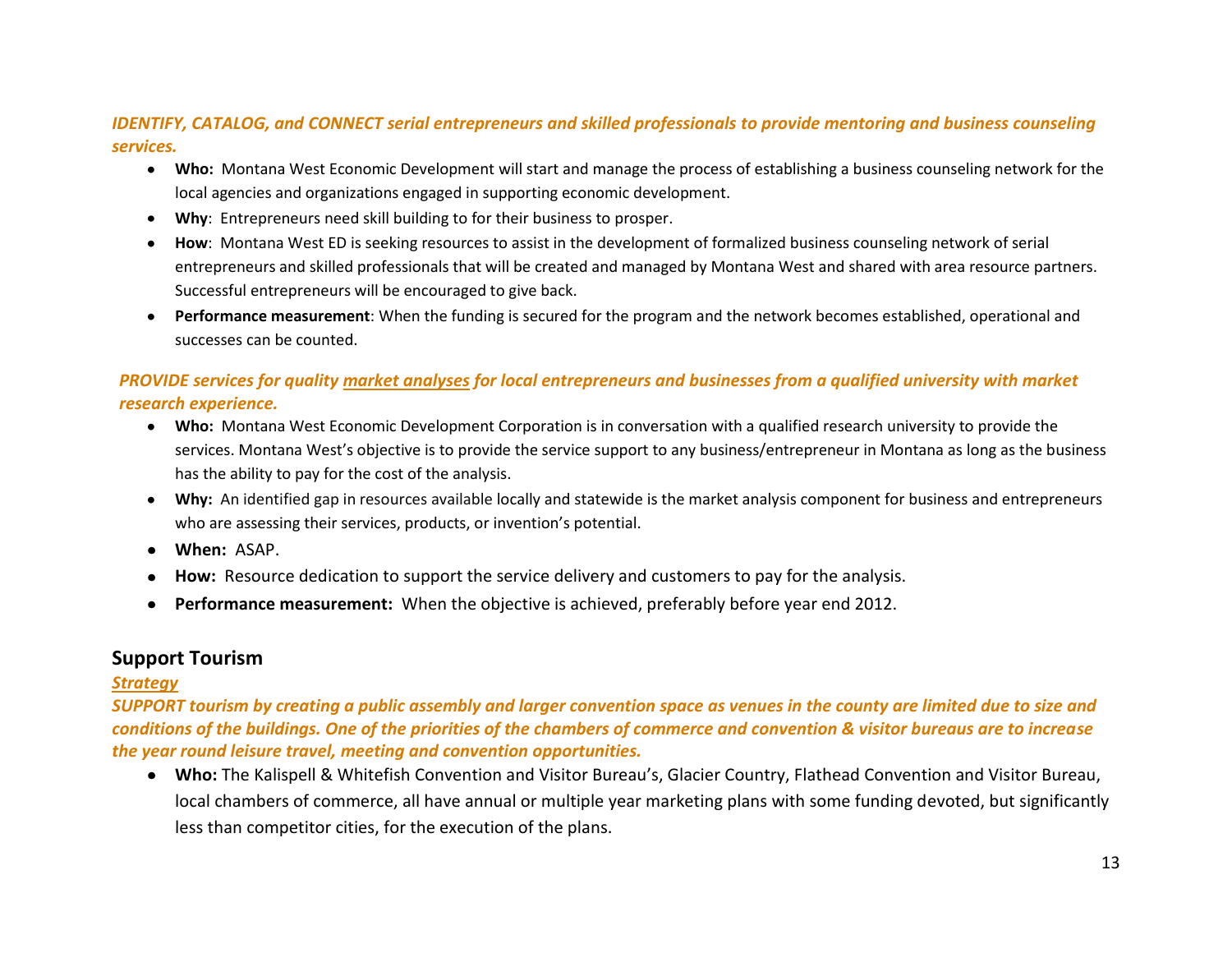***IDENTIFY, CATALOG, and CONNECT serial entrepreneurs and skilled professionals to provide mentoring and business counseling services.***

- **Who:** Montana West Economic Development will start and manage the process of establishing a business counseling network for the local agencies and organizations engaged in supporting economic development.
- **Why**: Entrepreneurs need skill building to for their business to prosper.
- **How**: Montana West ED is seeking resources to assist in the development of formalized business counseling network of serial entrepreneurs and skilled professionals that will be created and managed by Montana West and shared with area resource partners. Successful entrepreneurs will be encouraged to give back.
- **Performance measurement**: When the funding is secured for the program and the network becomes established, operational and successes can be counted.

***PROVIDE services for quality market analyses for local entrepreneurs and businesses from a qualified university with market research experience.***

- **Who:** Montana West Economic Development Corporation is in conversation with a qualified research university to provide the services. Montana West's objective is to provide the service support to any business/entrepreneur in Montana as long as the business has the ability to pay for the cost of the analysis.
- **Why:** An identified gap in resources available locally and statewide is the market analysis component for business and entrepreneurs who are assessing their services, products, or invention's potential.
- **When:** ASAP.
- **How:** Resource dedication to support the service delivery and customers to pay for the analysis.
- **Performance measurement:** When the objective is achieved, preferably before year end 2012.

## Support Tourism

***Strategy***

***SUPPORT tourism by creating a public assembly and larger convention space as venues in the county are limited due to size and conditions of the buildings. One of the priorities of the chambers of commerce and convention & visitor bureaus are to increase the year round leisure travel, meeting and convention opportunities.***

- **Who:** The Kalispell & Whitefish Convention and Visitor Bureau's, Glacier Country, Flathead Convention and Visitor Bureau, local chambers of commerce, all have annual or multiple year marketing plans with some funding devoted, but significantly less than competitor cities, for the execution of the plans.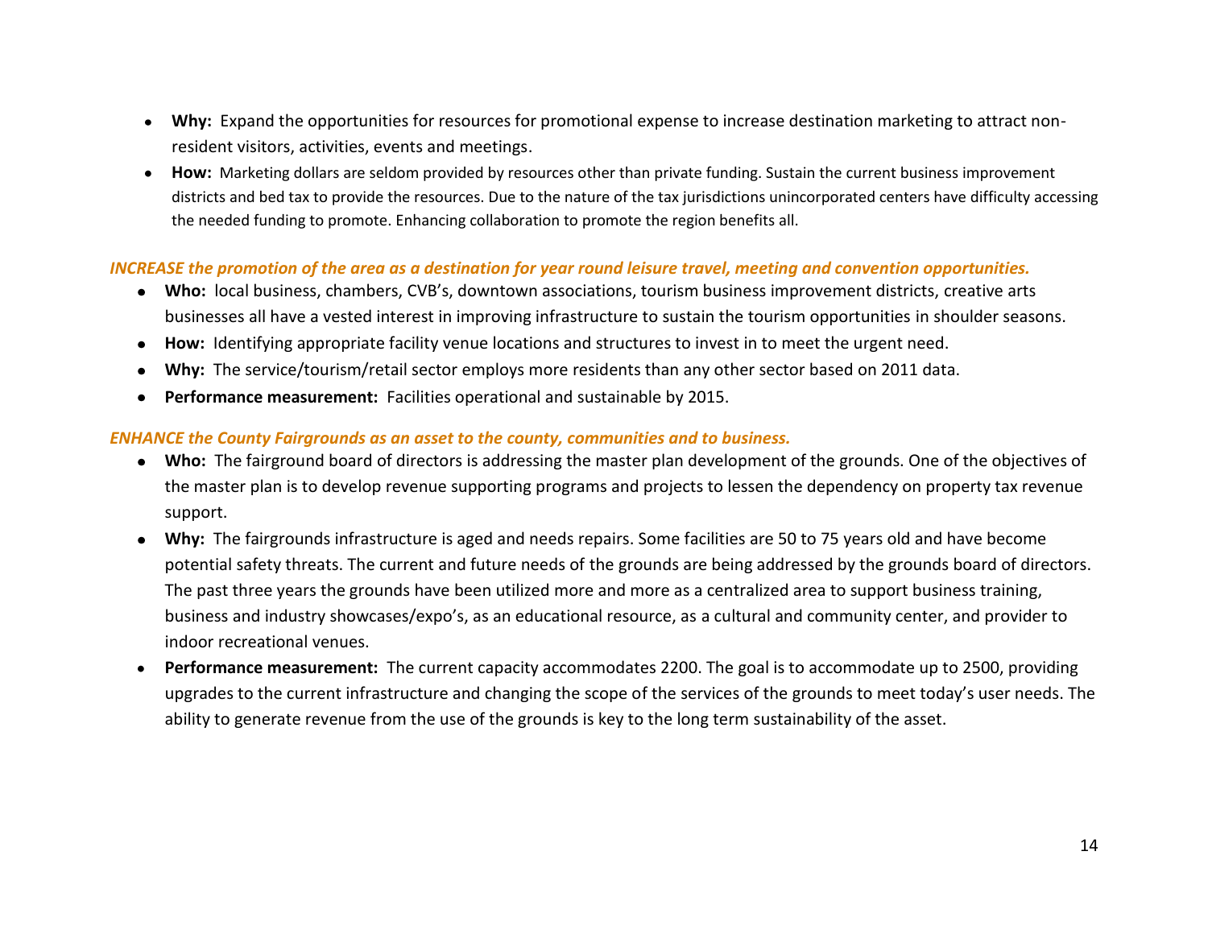- **Why:** Expand the opportunities for resources for promotional expense to increase destination marketing to attract non-resident visitors, activities, events and meetings.
- **How:** Marketing dollars are seldom provided by resources other than private funding. Sustain the current business improvement districts and bed tax to provide the resources. Due to the nature of the tax jurisdictions unincorporated centers have difficulty accessing the needed funding to promote. Enhancing collaboration to promote the region benefits all.

***INCREASE the promotion of the area as a destination for year round leisure travel, meeting and convention opportunities.***

- **Who:** local business, chambers, CVB's, downtown associations, tourism business improvement districts, creative arts businesses all have a vested interest in improving infrastructure to sustain the tourism opportunities in shoulder seasons.
- **How:** Identifying appropriate facility venue locations and structures to invest in to meet the urgent need.
- **Why:** The service/tourism/retail sector employs more residents than any other sector based on 2011 data.
- **Performance measurement:** Facilities operational and sustainable by 2015.

***ENHANCE the County Fairgrounds as an asset to the county, communities and to business.***

- **Who:** The fairground board of directors is addressing the master plan development of the grounds. One of the objectives of the master plan is to develop revenue supporting programs and projects to lessen the dependency on property tax revenue support.
- **Why:** The fairgrounds infrastructure is aged and needs repairs. Some facilities are 50 to 75 years old and have become potential safety threats. The current and future needs of the grounds are being addressed by the grounds board of directors. The past three years the grounds have been utilized more and more as a centralized area to support business training, business and industry showcases/expo's, as an educational resource, as a cultural and community center, and provider to indoor recreational venues.
- **Performance measurement:** The current capacity accommodates 2200. The goal is to accommodate up to 2500, providing upgrades to the current infrastructure and changing the scope of the services of the grounds to meet today's user needs. The ability to generate revenue from the use of the grounds is key to the long term sustainability of the asset.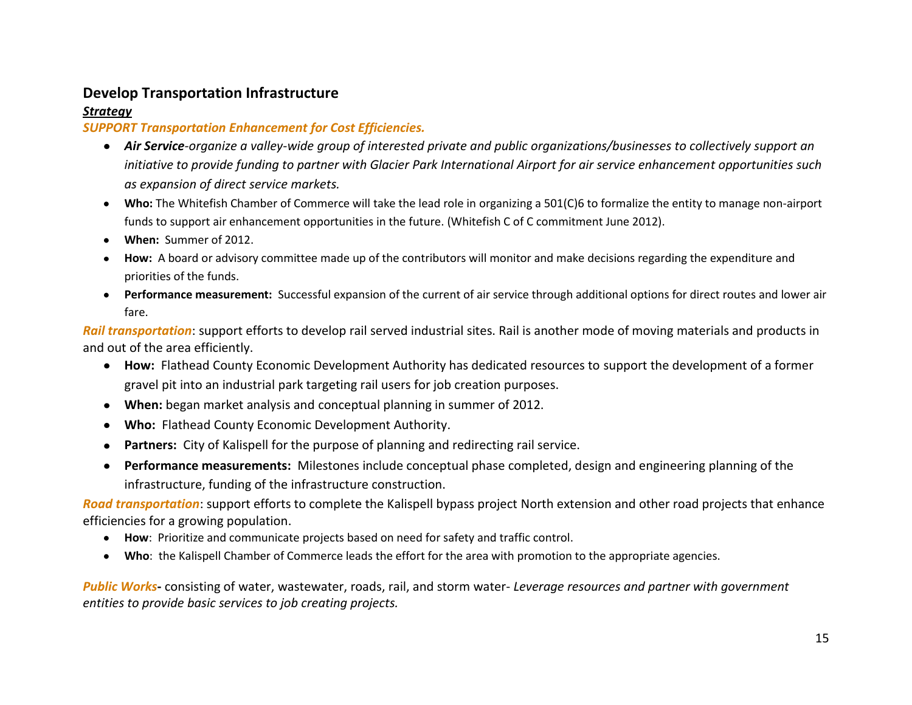## Develop Transportation Infrastructure

***Strategy***

***SUPPORT Transportation Enhancement for Cost Efficiencies.***

- ***Air Service****-organize a valley-wide group of interested private and public organizations/businesses to collectively support an initiative to provide funding to partner with Glacier Park International Airport for air service enhancement opportunities such as expansion of direct service markets.*
- **Who:** The Whitefish Chamber of Commerce will take the lead role in organizing a 501(C)6 to formalize the entity to manage non-airport funds to support air enhancement opportunities in the future. (Whitefish C of C commitment June 2012).
- **When:** Summer of 2012.
- **How:** A board or advisory committee made up of the contributors will monitor and make decisions regarding the expenditure and priorities of the funds.
- **Performance measurement:** Successful expansion of the current of air service through additional options for direct routes and lower air fare.

***Rail transportation***: support efforts to develop rail served industrial sites. Rail is another mode of moving materials and products in and out of the area efficiently.

- **How:** Flathead County Economic Development Authority has dedicated resources to support the development of a former gravel pit into an industrial park targeting rail users for job creation purposes.
- **When:** began market analysis and conceptual planning in summer of 2012.
- **Who:** Flathead County Economic Development Authority.
- **Partners:** City of Kalispell for the purpose of planning and redirecting rail service.
- **Performance measurements:** Milestones include conceptual phase completed, design and engineering planning of the infrastructure, funding of the infrastructure construction.

***Road transportation***: support efforts to complete the Kalispell bypass project North extension and other road projects that enhance efficiencies for a growing population.

- **How**: Prioritize and communicate projects based on need for safety and traffic control.
- **Who**: the Kalispell Chamber of Commerce leads the effort for the area with promotion to the appropriate agencies.

***Public Works*- ** consisting of water, wastewater, roads, rail, and storm water- *Leverage resources and partner with government entities to provide basic services to job creating projects.*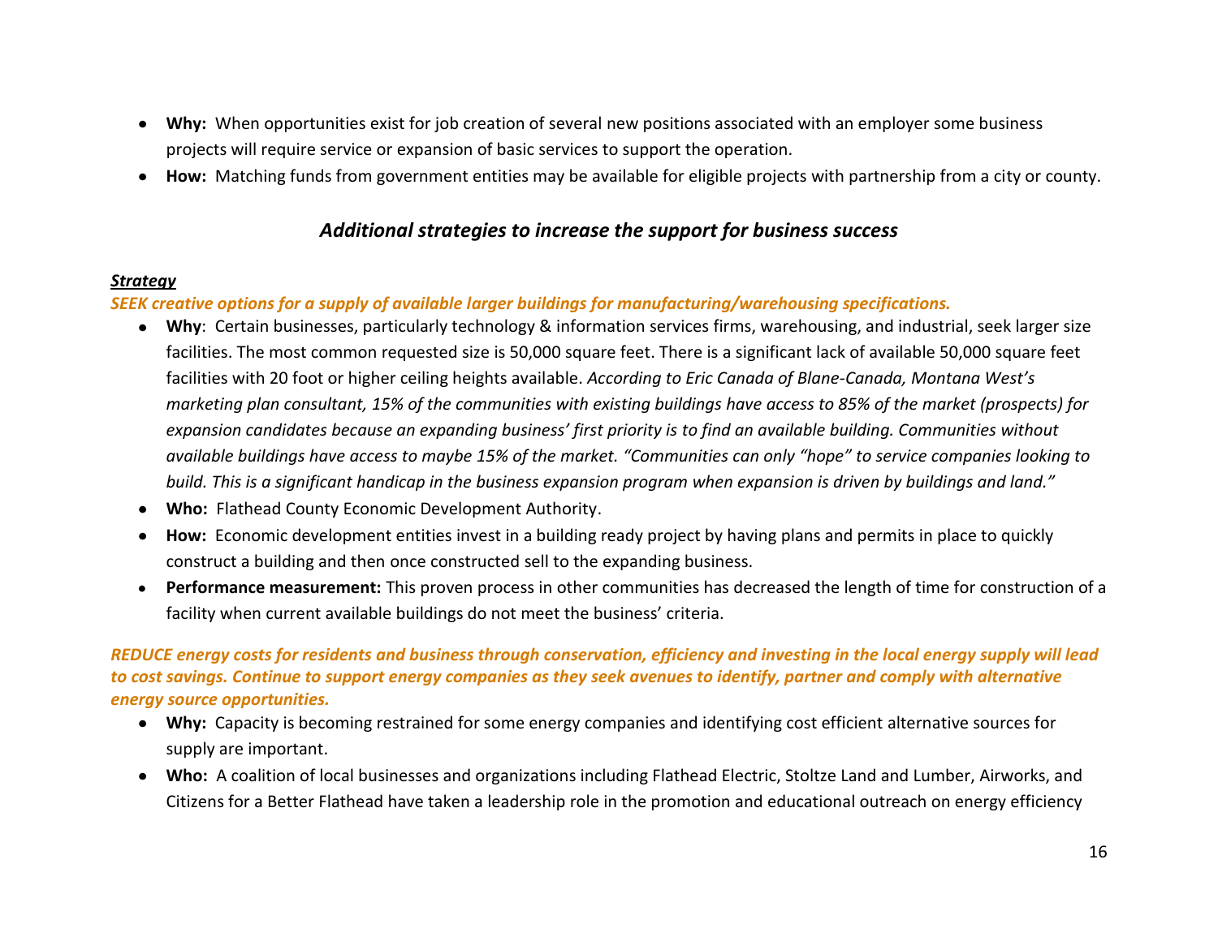- **Why:** When opportunities exist for job creation of several new positions associated with an employer some business projects will require service or expansion of basic services to support the operation.
- **How:** Matching funds from government entities may be available for eligible projects with partnership from a city or county.

## *Additional strategies to increase the support for business success*

***Strategy***

***SEEK creative options for a supply of available larger buildings for manufacturing/warehousing specifications.***

- **Why**: Certain businesses, particularly technology & information services firms, warehousing, and industrial, seek larger size facilities. The most common requested size is 50,000 square feet. There is a significant lack of available 50,000 square feet facilities with 20 foot or higher ceiling heights available. *According to Eric Canada of Blane-Canada, Montana West's marketing plan consultant, 15% of the communities with existing buildings have access to 85% of the market (prospects) for expansion candidates because an expanding business' first priority is to find an available building. Communities without available buildings have access to maybe 15% of the market. "Communities can only "hope" to service companies looking to build. This is a significant handicap in the business expansion program when expansion is driven by buildings and land."*
- **Who:** Flathead County Economic Development Authority.
- **How:** Economic development entities invest in a building ready project by having plans and permits in place to quickly construct a building and then once constructed sell to the expanding business.
- **Performance measurement:** This proven process in other communities has decreased the length of time for construction of a facility when current available buildings do not meet the business' criteria.

***REDUCE energy costs for residents and business through conservation, efficiency and investing in the local energy supply will lead to cost savings. Continue to support energy companies as they seek avenues to identify, partner and comply with alternative energy source opportunities.***

- **Why:** Capacity is becoming restrained for some energy companies and identifying cost efficient alternative sources for supply are important.
- **Who:** A coalition of local businesses and organizations including Flathead Electric, Stoltze Land and Lumber, Airworks, and Citizens for a Better Flathead have taken a leadership role in the promotion and educational outreach on energy efficiency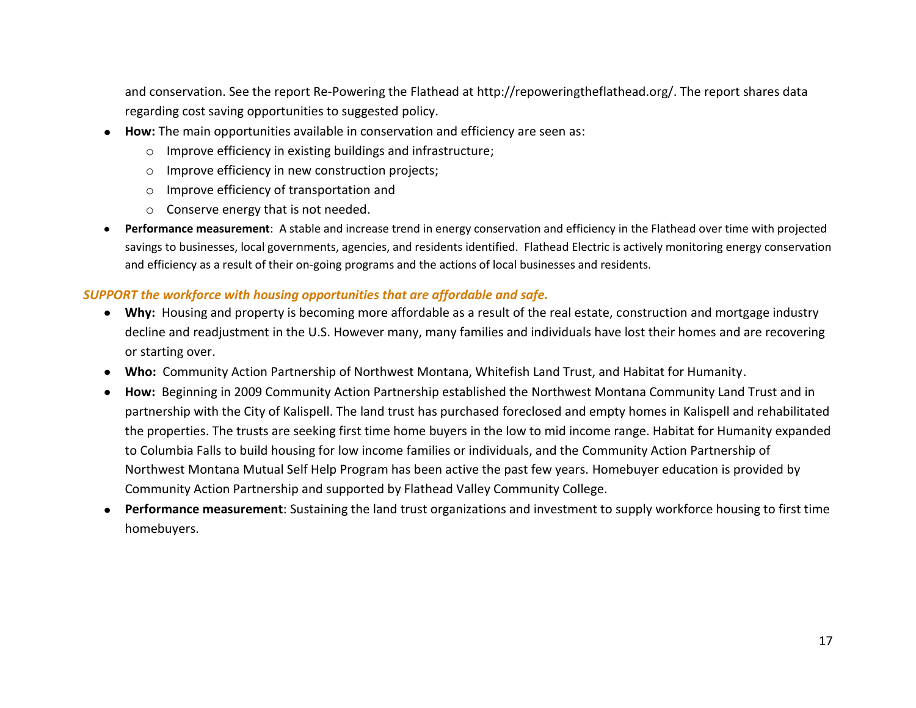and conservation. See the report Re-Powering the Flathead at http://repoweringtheflathead.org/. The report shares data regarding cost saving opportunities to suggested policy.

- **How:** The main opportunities available in conservation and efficiency are seen as:
  - Improve efficiency in existing buildings and infrastructure;
  - Improve efficiency in new construction projects;
  - Improve efficiency of transportation and
  - Conserve energy that is not needed.
- **Performance measurement**: A stable and increase trend in energy conservation and efficiency in the Flathead over time with projected savings to businesses, local governments, agencies, and residents identified. Flathead Electric is actively monitoring energy conservation and efficiency as a result of their on-going programs and the actions of local businesses and residents.

***SUPPORT the workforce with housing opportunities that are affordable and safe.***

- **Why:** Housing and property is becoming more affordable as a result of the real estate, construction and mortgage industry decline and readjustment in the U.S. However many, many families and individuals have lost their homes and are recovering or starting over.
- **Who:** Community Action Partnership of Northwest Montana, Whitefish Land Trust, and Habitat for Humanity.
- **How:** Beginning in 2009 Community Action Partnership established the Northwest Montana Community Land Trust and in partnership with the City of Kalispell. The land trust has purchased foreclosed and empty homes in Kalispell and rehabilitated the properties. The trusts are seeking first time home buyers in the low to mid income range. Habitat for Humanity expanded to Columbia Falls to build housing for low income families or individuals, and the Community Action Partnership of Northwest Montana Mutual Self Help Program has been active the past few years. Homebuyer education is provided by Community Action Partnership and supported by Flathead Valley Community College.
- **Performance measurement**: Sustaining the land trust organizations and investment to supply workforce housing to first time homebuyers.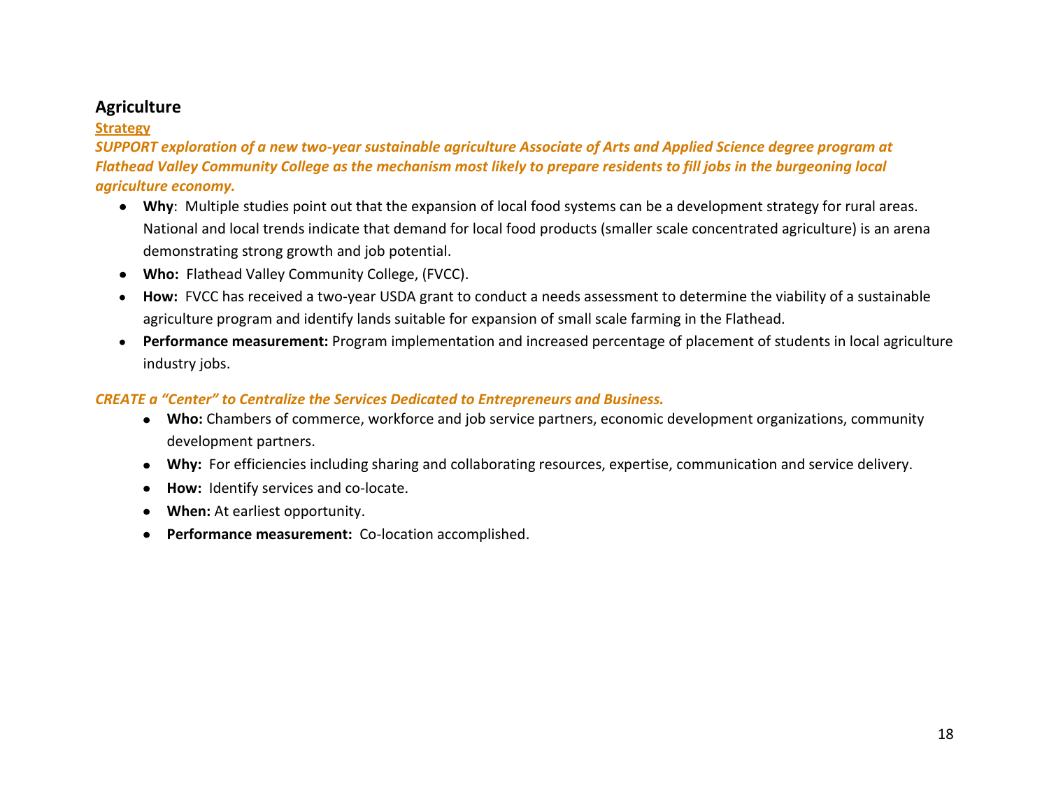## Agriculture

**Strategy**

***SUPPORT exploration of a new two-year sustainable agriculture Associate of Arts and Applied Science degree program at Flathead Valley Community College as the mechanism most likely to prepare residents to fill jobs in the burgeoning local agriculture economy.***

- **Why**: Multiple studies point out that the expansion of local food systems can be a development strategy for rural areas. National and local trends indicate that demand for local food products (smaller scale concentrated agriculture) is an arena demonstrating strong growth and job potential.
- **Who:** Flathead Valley Community College, (FVCC).
- **How:** FVCC has received a two-year USDA grant to conduct a needs assessment to determine the viability of a sustainable agriculture program and identify lands suitable for expansion of small scale farming in the Flathead.
- **Performance measurement:** Program implementation and increased percentage of placement of students in local agriculture industry jobs.

***CREATE a "Center" to Centralize the Services Dedicated to Entrepreneurs and Business.***

- **Who:** Chambers of commerce, workforce and job service partners, economic development organizations, community development partners.
- **Why:** For efficiencies including sharing and collaborating resources, expertise, communication and service delivery.
- **How:** Identify services and co-locate.
- **When:** At earliest opportunity.
- **Performance measurement:** Co-location accomplished.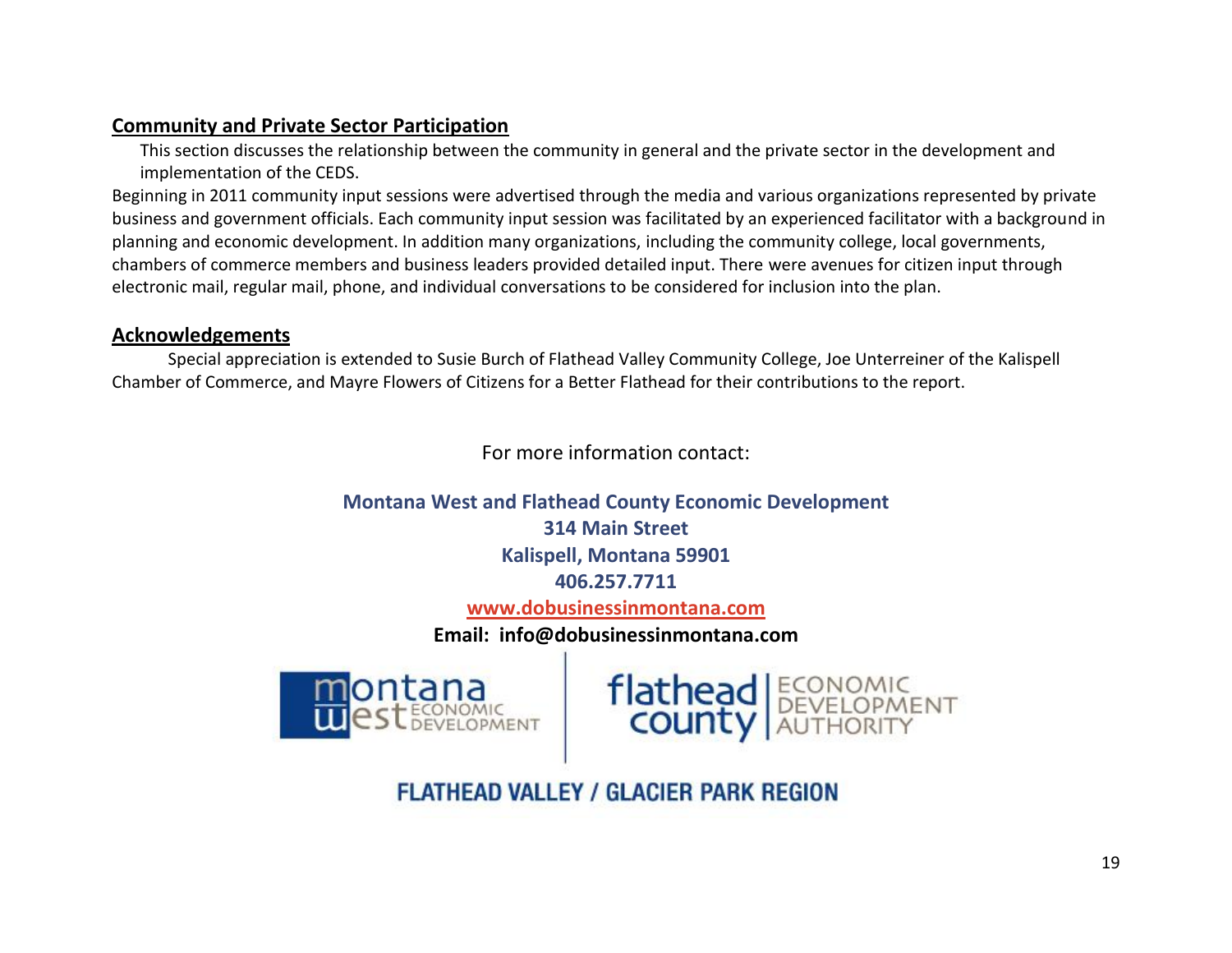## Community and Private Sector Participation

This section discusses the relationship between the community in general and the private sector in the development and implementation of the CEDS.

Beginning in 2011 community input sessions were advertised through the media and various organizations represented by private business and government officials. Each community input session was facilitated by an experienced facilitator with a background in planning and economic development. In addition many organizations, including the community college, local governments, chambers of commerce members and business leaders provided detailed input. There were avenues for citizen input through electronic mail, regular mail, phone, and individual conversations to be considered for inclusion into the plan.

## Acknowledgements

Special appreciation is extended to Susie Burch of Flathead Valley Community College, Joe Unterreiner of the Kalispell Chamber of Commerce, and Mayre Flowers of Citizens for a Better Flathead for their contributions to the report.

For more information contact:

**Montana West and Flathead County Economic Development**
**314 Main Street**
**Kalispell, Montana 59901**
**406.257.7711**
**www.dobusinessinmontana.com**
**Email: info@dobusinessinmontana.com**

montana west ECONOMIC DEVELOPMENT

flathead county ECONOMIC DEVELOPMENT AUTHORITY

FLATHEAD VALLEY / GLACIER PARK REGION